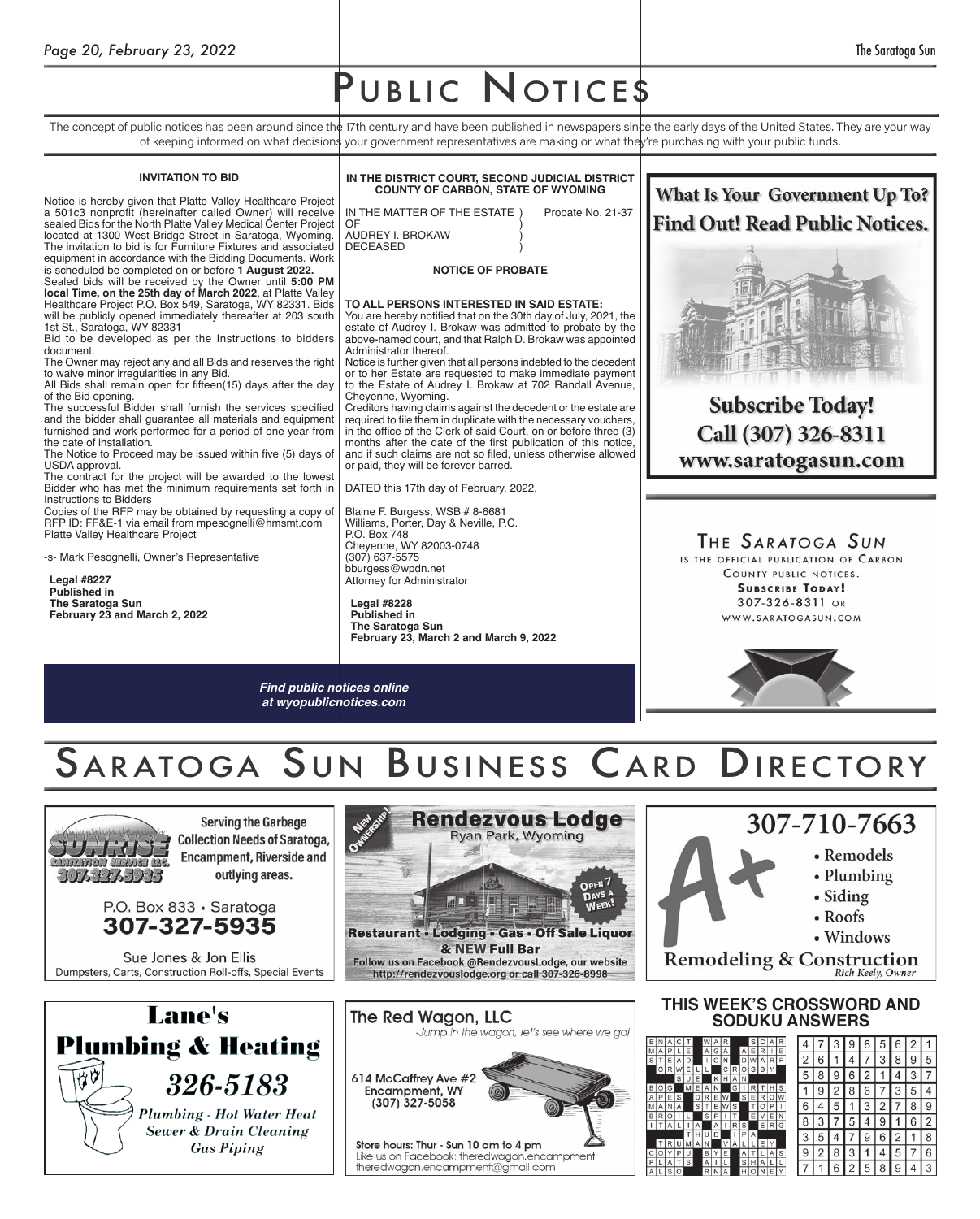# Public Notices

The concept of public notices has been around since the 17th century and have been published in newspapers since the early days of the United States. They are your way of keeping informed on what decisions your government representatives are making or what they're purchasing with your public funds.

**INVITATION TO BID**

Notice is hereby given that Platte Valley Healthcare Project a 501c3 nonprofit (hereinafter called Owner) will receive sealed Bids for the North Platte Valley Medical Center Project located at 1300 West Bridge Street in Saratoga, Wyoming. The invitation to bid is for Furniture Fixtures and associated equipment in accordance with the Bidding Documents. Work is scheduled be completed on or before **1 August 2022.**

Sealed bids will be received by the Owner until **5:00 PM local Time, on the 25th day of March 2022**, at Platte Valley Healthcare Project P.O. Box 549, Saratoga, WY 82331. Bids will be publicly opened immediately thereafter at 203 south 1st St., Saratoga, WY 82331

Bid to be developed as per the Instructions to bidders document.

The Owner may reject any and all Bids and reserves the right to waive minor irregularities in any Bid.

All Bids shall remain open for fifteen(15) days after the day of the Bid opening.

The successful Bidder shall furnish the services specified and the bidder shall guarantee all materials and equipment furnished and work performed for a period of one year from the date of installation.

The Notice to Proceed may be issued within five (5) days of USDA approval.

The contract for the project will be awarded to the lowest Bidder who has met the minimum requirements set forth in Instructions to Bidders

Copies of the RFP may be obtained by requesting a copy of RFP ID: FF&E-1 via email from mpesognelli@hmsmt.com Platte Valley Healthcare Project

-s- Mark Pesognelli, Owner's Representative

**Legal #8227**
**Published in**
**The Saratoga Sun**
**February 23 and March 2, 2022**

**IN THE DISTRICT COURT, SECOND JUDICIAL DISTRICT**
**COUNTY OF CARBON, STATE OF WYOMING**

IN THE MATTER OF THE ESTATE ) Probate No. 21-37
OF )
AUDREY I. BROKAW )
DECEASED )

**NOTICE OF PROBATE**

**TO ALL PERSONS INTERESTED IN SAID ESTATE:**

You are hereby notified that on the 30th day of July, 2021, the estate of Audrey I. Brokaw was admitted to probate by the above-named court, and that Ralph D. Brokaw was appointed Administrator thereof.

Notice is further given that all persons indebted to the decedent or to her Estate are requested to make immediate payment to the Estate of Audrey I. Brokaw at 702 Randall Avenue, Cheyenne, Wyoming.

Creditors having claims against the decedent or the estate are required to file them in duplicate with the necessary vouchers, in the office of the Clerk of said Court, on or before three (3) months after the date of the first publication of this notice, and if such claims are not so filed, unless otherwise allowed or paid, they will be forever barred.

DATED this 17th day of February, 2022.

Blaine F. Burgess, WSB # 8-6681
Williams, Porter, Day & Neville, P.C.
P.O. Box 748
Cheyenne, WY 82003-0748
(307) 637-5575
bburgess@wpdn.net
Attorney for Administrator

**Legal #8228**
**Published in**
**The Saratoga Sun**
**February 23, March 2 and March 9, 2022**

**What Is Your Government Up To? Find Out! Read Public Notices.**

**Subscribe Today! Call (307) 326-8311 www.saratogasun.com**

THE SARATOGA SUN IS THE OFFICIAL PUBLICATION OF CARBON COUNTY PUBLIC NOTICES. **SUBSCRIBE TODAY!** 307-326-8311 OR WWW.SARATOGASUN.COM

***Find public notices online at wyopublicnotices.com***

# Saratoga Sun Business Card Directory

**SUNRISE SANITATION SERVICE LLC. 307-327-5935**
Serving the Garbage Collection Needs of Saratoga, Encampment, Riverside and outlying areas.
P.O. Box 833 • Saratoga
**307-327-5935**
Sue Jones & Jon Ellis
Dumpsters, Carts, Construction Roll-offs, Special Events

**Rendezvous Lodge**
Ryan Park, Wyoming
New Ownership! Open 7 Days a Week!
Restaurant • Lodging • Gas • Off Sale Liquor & NEW Full Bar
Follow us on Facebook @RendezvousLodge, our website http://rendezvouslodge.org or call 307-326-8998

**307-710-7663**
- Remodels
- Plumbing
- Siding
- Roofs
- Windows

**A+ Remodeling & Construction**
Rich Keely, Owner

**Lane's Plumbing & Heating**
*326-5183*
*Plumbing - Hot Water Heat*
*Sewer & Drain Cleaning*
*Gas Piping*

**The Red Wagon, LLC**
*-Jump in the wagon, let's see where we go!*
614 McCaffrey Ave #2
Encampment, WY
(307) 327-5058
Store hours: Thur - Sun 10 am to 4 pm
Like us on Facebook: theredwagon.encampment
theredwagon.encampment@gmail.com

**THIS WEEK'S CROSSWORD AND SODUKU ANSWERS**

| | | | | | | | | |
|---|---|---|---|---|---|---|---|---|
| 4 | 7 | 3 | 9 | 8 | 5 | 6 | 2 | 1 |
| 2 | 6 | 1 | 4 | 7 | 3 | 8 | 9 | 5 |
| 5 | 8 | 9 | 6 | 2 | 1 | 4 | 3 | 7 |
| 1 | 9 | 2 | 8 | 6 | 7 | 3 | 5 | 4 |
| 6 | 4 | 5 | 1 | 3 | 2 | 7 | 8 | 9 |
| 8 | 3 | 7 | 5 | 4 | 9 | 1 | 6 | 2 |
| 3 | 5 | 4 | 7 | 9 | 6 | 2 | 1 | 8 |
| 9 | 2 | 8 | 3 | 1 | 4 | 5 | 7 | 6 |
| 7 | 1 | 6 | 2 | 5 | 8 | 9 | 4 | 3 |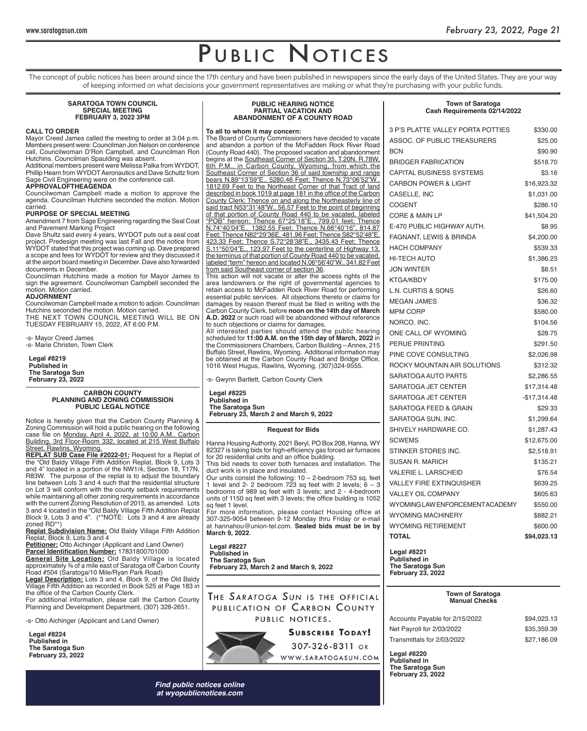# Public Notices

The concept of public notices has been around since the 17th century and have been published in newspapers since the early days of the United States. They are your way of keeping informed on what decisions your government representatives are making or what they're purchasing with your public funds.

## SARATOGA TOWN COUNCIL SPECIAL MEETING FEBRUARY 3, 2022 3PM

**CALL TO ORDER**

Mayor Creed James called the meeting to order at 3:04 p.m. Members present were: Councilman Jon Nelson on conference call, Councilwoman D'Ron Campbell, and Councilman Ron Hutchins. Councilman Spaulding was absent.

Additional members present were Melissa Palka from WYDOT, Phillip Hearn from WYDOT Aeronautics and Dave Schultz from Sage Civil Engineering were on the conference call.

**APPROVALOFTHEAGENDA**

Councilwoman Campbell made a motion to approve the agenda. Councilman Hutchins seconded the motion. Motion carried.

**PURPOSE OF SPECIAL MEETING**

Amendment 7 from Sage Engineering regarding the Seal Coat and Pavement Marking Project

Dave Shultz said every 4 years, WYDOT puts out a seal coat project. Predesign meeting was last Fall and the notice from WYDOT stated that this project was coming up. Dave prepared a scope and fees for WYDOT for review and they discussed it at the airport board meeting in December. Dave also forwarded documents in December.

Councilman Hutchins made a motion for Mayor James to sign the agreement. Councilwoman Campbell seconded the motion. Motion carried.

**ADJOURNMENT**

Councilwoman Campbell made a motion to adjoin. Councilman Hutchins seconded the motion. Motion carried.

THE NEXT TOWN COUNCIL MEETING WILL BE ON TUESDAY FEBRUARY 15, 2022, AT 6:00 P.M.

-s- Mayor Creed James
-s- Marie Christen, Town Clerk

**Legal #8219**
**Published in**
**The Saratoga Sun**
**February 23, 2022**

## CARBON COUNTY PLANNING AND ZONING COMMISSION PUBLIC LEGAL NOTICE

Notice is hereby given that the Carbon County Planning & Zoning Commission will hold a public hearing on the following case file on Monday, April 4, 2022, at 10:00 A.M., Carbon Building, 3rd Floor-Room 332, located at 215 West Buffalo Street, Rawlins, Wyoming.

**REPLAT SUB Case File #2022-01:** Request for a Replat of the "Old Baldy Village Fifth Addition Replat, Block 9, Lots 3 and 4" located in a portion of the NW1/4, Section 18, T17N, R83W. The purpose of the replat is to adjust the boundary line between Lots 3 and 4 such that the residential structure on Lot 3 will conform with the county setback requirements while maintaining all other zoning requirements in accordance with the current Zoning Resolution of 2015, as amended. Lots 3 and 4 located in the "Old Baldy Village Fifth Addition Replat Block 9, Lots 3 and 4". (**NOTE: Lots 3 and 4 are already zoned RD**)

**Replat Subdivision Name:** Old Baldy Village Fifth Addition Replat, Block 9, Lots 3 and 4

**Petitioner:** Otto Aichinger (Applicant and Land Owner)

**Parcel Identification Number:** 17831800701000

**General Site Location:** Old Baldy Village is located approximately ¾ of a mile east of Saratoga off Carbon County Road #504 (Saratoga/10 Mile/Ryan Park Road)

**Legal Description:** Lots 3 and 4, Block 9, of the Old Baldy Village Fifth Addition as recorded in Book 525 at Page 183 in the office of the Carbon County Clerk.

For additional information, please call the Carbon County Planning and Development Department, (307) 328-2651.

-s- Otto Aichinger (Applicant and Land Owner)

**Legal #8224**
**Published in**
**The Saratoga Sun**
**February 23, 2022**

## PUBLIC HEARING NOTICE PARTIAL VACATION AND ABANDONMENT OF A COUNTY ROAD

**To all to whom it may concern:**

The Board of County Commissioners have decided to vacate and abandon a portion of the McFadden Rock River Road (County Road 440). The proposed vacation and abandonment begins at the Southeast Corner of Section 35, T.20N, R.78W, 6th P.M., in Carbon County, Wyoming, from which the Southeast Corner of Section 36 of said township and range bears N.89°13'59"E., 5280.46 Feet; Thence N.73°06'52"W., 1812.69 Feet to the Northeast Corner of that Tract of land described in book 1019 at page 181 in the office of the Carbon County Clerk; Thence on and along the Northeasterly line of said tract N53°31'48"W., 56.57 Feet to the point of beginning of that portion of County Road 440 to be vacated, labeled "POB" hereon; Thence 67°25'18"E., 799.01 feet; Thence N.74°40'04"E., 1382.55 Feet; Thence N.66°40'16", 814.87 Feet; Thence N82°29'36E, 481.96 Feet; Thence S82°52'48"E, 423.33 Feet; Thence S.72°28'38"E., 3435.43 Feet; Thence S.11°50'04"E., 123.97 Feet to the centerline of Highway 13, the terminus of that portion of County Road 440 to be vacated, labeled "term" hereon and located N.06°56'40"W., 341.82 Feet from said Southeast corner of section 36.

This action will not vacate or alter the access rights of the area landowners or the right of governmental agencies to retain access to McFadden Rock River Road for performing essential public services. All objections thereto or claims for damages by reason thereof must be filed in writing with the Carbon County Clerk, before **noon on the 14th day of March A.D. 2022** or such road will be abandoned without reference to such objections or claims for damages.

All interested parties should attend the public hearing scheduled for **11:00 A.M. on the 15th day of March, 2022** in the Commissioners Chambers, Carbon Building – Annex, 215 Buffalo Street, Rawlins, Wyoming. Additional information may be obtained at the Carbon County Road and Bridge Office, 1016 West Hugus, Rawlins, Wyoming, (307)324-9555.

-s- Gwynn Bartlett, Carbon County Clerk

**Legal #8225**
**Published in**
**The Saratoga Sun**
**February 23, March 2 and March 9, 2022**

## Request for Bids

Hanna Housing Authority, 2021 Beryl, PO Box 208, Hanna, WY 82327 is taking bids for high-efficiency gas forced air furnaces for 20 residential units and an office building.

This bid needs to cover both furnaces and installation. The duct work is in place and insulated.

Our units consist the following: 10 – 2-bedroom 753 sq. feet 1 level and 2- 2 bedroom 723 sq feet with 2 levels; 6 – 3 bedrooms of 989 sq feet with 3 levels; and 2 - 4-bedroom units of 1150 sq feet with 3 levels; the office building is 1052 sq feet 1 level.

For more information, please contact Housing office at 307-325-9054 between 9-12 Monday thru Friday or e-mail at hannahou@union-tel.com. **Sealed bids must be in by March 9, 2022**.

**Legal #8227**
**Published in**
**The Saratoga Sun**
**February 23, March 2 and March 9, 2022**

THE *SARATOGA SUN* IS THE OFFICIAL PUBLICATION OF CARBON COUNTY PUBLIC NOTICES.

**SUBSCRIBE TODAY!**
307-326-8311 OR WWW.SARATOGASUN.COM

***Find public notices online at wyopublicnotices.com***

## Town of Saratoga Cash Requirements 02/14/2022

| Vendor | Amount |
|---|---|
| 3 P'S PLATTE VALLEY PORTA POTTIES | $330.00 |
| ASSOC. OF PUBLIC TREASURERS | $25.00 |
| BCN | $90.90 |
| BRIDGER FABRICATION | $518.70 |
| CAPITAL BUSINESS SYSTEMS | $3.16 |
| CARBON POWER & LIGHT | $16,923.32 |
| CASELLE, INC | $1,031.00 |
| COGENT | $286.10 |
| CORE & MAIN LP | $41,504.20 |
| E-470 PUBLIC HIGHWAY AUTH. | $8.95 |
| FAGNANT, LEWIS & BRINDA | $4,200.00 |
| HACH COMPANY | $539.33 |
| HI-TECH AUTO | $1,386.23 |
| JON WINTER | $8.51 |
| KTGA/KBDY | $175.00 |
| L.N. CURTIS & SONS | $26.60 |
| MEGAN JAMES | $36.32 |
| MPM CORP | $580.00 |
| NORCO, INC. | $104.56 |
| ONE CALL OF WYOMING | $28.75 |
| PERUE PRINTING | $291.50 |
| PINE COVE CONSULTING | $2,026.98 |
| ROCKY MOUNTAIN AIR SOLUTIONS | $312.32 |
| SARATOGA AUTO PARTS | $2,286.55 |
| SARATOGA JET CENTER | $17,314.48 |
| SARATOGA JET CENTER | -$17,314.48 |
| SARATOGA FEED & GRAIN | $29.33 |
| SARATOGA SUN, INC. | $1,299.64 |
| SHIVELY HARDWARE CO. | $1,287.43 |
| SCWEMS | $12,675.00 |
| STINKER STORES INC. | $2,518.91 |
| SUSAN R. MARICH | $135.21 |
| VALERIE L. LARSCHEID | $76.54 |
| VALLEY FIRE EXTINQUISHER | $639.25 |
| VALLEY OIL COMPANY | $605.63 |
| WYOMING LAW ENFORCEMENT ACADEMY | $550.00 |
| WYOMING MACHINERY | $882.21 |
| WYOMING RETIREMENT | $600.00 |
| **TOTAL** | **$94,023.13** |

**Legal #8221**
**Published in**
**The Saratoga Sun**
**February 23, 2022**

## Town of Saratoga Manual Checks

| Item | Amount |
|---|---|
| Accounts Payable for 2/15/2022 | $94,023.13 |
| Net Payroll for 2/03/2022 | $35,359.39 |
| Transmittals for 2/03/2022 | $27,186.09 |

**Legal #8220**
**Published in**
**The Saratoga Sun**
**February 23, 2022**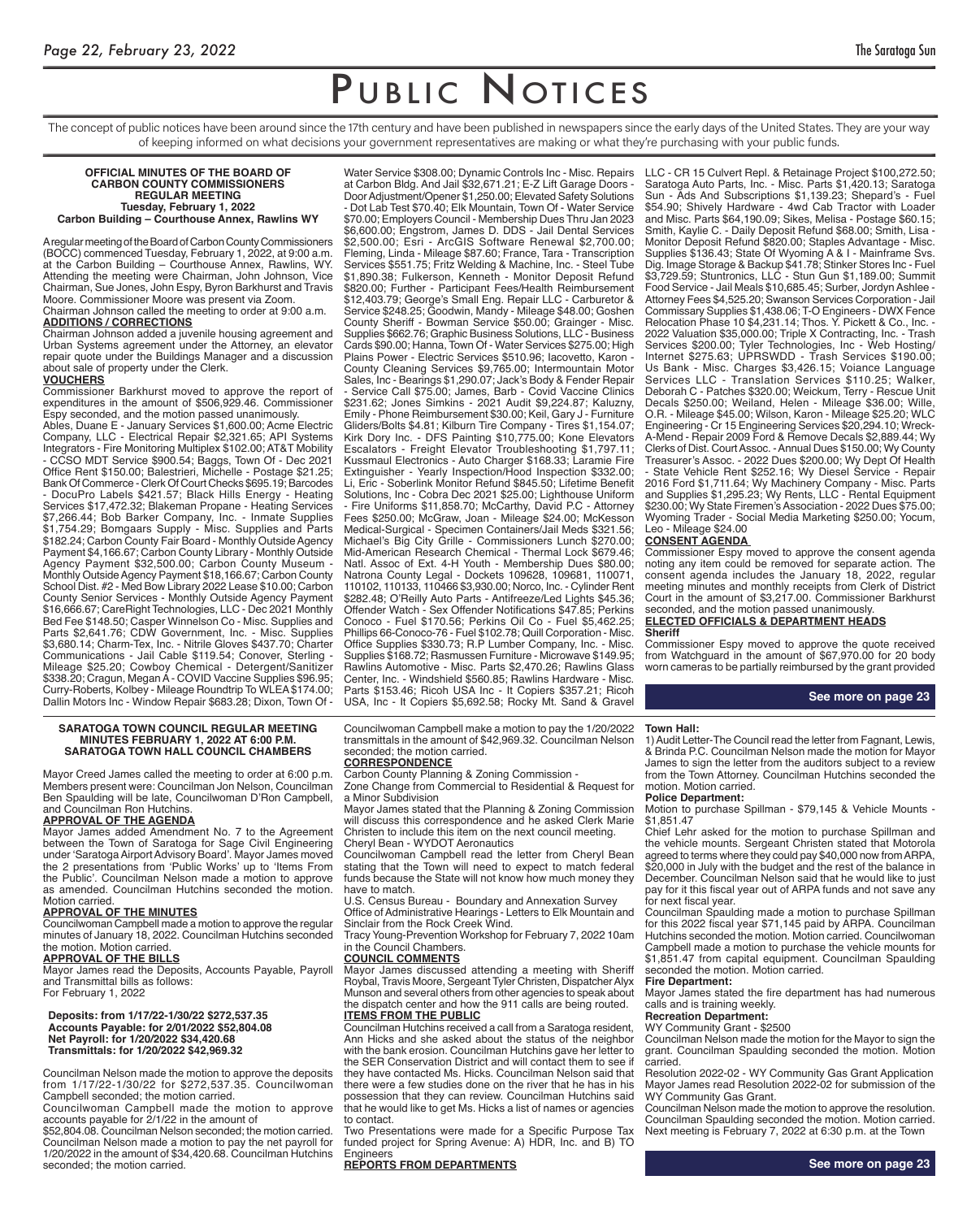# PUBLIC NOTICES

The concept of public notices have been around since the 17th century and have been published in newspapers since the early days of the United States. They are your way of keeping informed on what decisions your government representatives are making or what they're purchasing with your public funds.

**OFFICIAL MINUTES OF THE BOARD OF CARBON COUNTY COMMISSIONERS REGULAR MEETING Tuesday, February 1, 2022 Carbon Building – Courthouse Annex, Rawlins WY**

A regular meeting of the Board of Carbon County Commissioners (BOCC) commenced Tuesday, February 1, 2022, at 9:00 a.m. at the Carbon Building – Courthouse Annex, Rawlins, WY. Attending the meeting were Chairman, John Johnson, Vice Chairman, Sue Jones, John Espy, Byron Barkhurst and Travis Moore. Commissioner Moore was present via Zoom.

Chairman Johnson called the meeting to order at 9:00 a.m.

**ADDITIONS / CORRECTIONS**

Chairman Johnson added a juvenile housing agreement and Urban Systems agreement under the Attorney, an elevator repair quote under the Buildings Manager and a discussion about sale of property under the Clerk.

**VOUCHERS**

Commissioner Barkhurst moved to approve the report of expenditures in the amount of $506,929.46. Commissioner Espy seconded, and the motion passed unanimously.

Ables, Duane E - January Services $1,600.00; Acme Electric Company, LLC - Electrical Repair $2,321.65; API Systems Integrators - Fire Monitoring Multiplex $102.00; AT&T Mobility - CCSO MDT Service $900.54; Baggs, Town Of - Dec 2021 Office Rent $150.00; Balestrieri, Michelle - Postage $21.25; Bank Of Commerce - Clerk Of Court Checks $695.19; Barcodes - DocuPro Labels $421.57; Black Hills Energy - Heating Services $17,472.32; Blakeman Propane - Heating Services $7,266.44; Bob Barker Company, Inc. - Inmate Supplies $1,754.29; Bomgaars Supply - Misc. Supplies and Parts $182.24; Carbon County Fair Board - Monthly Outside Agency Payment $4,166.67; Carbon County Library - Monthly Outside Agency Payment $32,500.00; Carbon County Museum - Monthly Outside Agency Payment $18,166.67; Carbon County School Dist. #2 - Med Bow Library 2022 Lease $10.00; Carbon County Senior Services - Monthly Outside Agency Payment $16,666.67; CareRight Technologies, LLC - Dec 2021 Monthly Bed Fee $148.50; Casper Winnelson Co - Misc. Supplies and Parts $2,641.76; CDW Government, Inc. - Misc. Supplies $3,680.14; Charm-Tex, Inc. - Nitrile Gloves $437.70; Charter Communications - Jail Cable $119.54; Conover, Sterling - Mileage $25.20; Cowboy Chemical - Detergent/Sanitizer $338.20; Cragun, Megan A - COVID Vaccine Supplies $96.95; Curry-Roberts, Kolbey - Mileage Roundtrip To WLEA $174.00; Dallin Motors Inc - Window Repair $683.28; Dixon, Town Of - Water Service $308.00; Dynamic Controls Inc - Misc. Repairs at Carbon Bldg. And Jail $32,671.21; E-Z Lift Garage Doors - Door Adjustment/Opener $1,250.00; Elevated Safety Solutions - Dot Lab Test $70.40; Elk Mountain, Town Of - Water Service $70.00; Employers Council - Membership Dues Thru Jan 2023 $6,600.00; Engstrom, James D. DDS - Jail Dental Services $2,500.00; Esri - ArcGIS Software Renewal $2,700.00; Fleming, Linda - Mileage $87.60; France, Tara - Transcription Services $551.75; Fritz Welding & Machine, Inc. - Steel Tube $1,890.38; Fulkerson, Kenneth - Monitor Deposit Refund $820.00; Further - Participant Fees/Health Reimbursement $12,403.79; George's Small Eng. Repair LLC - Carburetor & Service $248.25; Goodwin, Mandy - Mileage $48.00; Goshen County Sheriff - Bowman Service $50.00; Grainger - Misc. Supplies $662.76; Graphic Business Solutions, LLC - Business Cards $90.00; Hanna, Town Of - Water Services $275.00; High Plains Power - Electric Services $510.96; Iacovetto, Karon - County Cleaning Services $9,765.00; Intermountain Motor Sales, Inc - Bearings $1,290.07; Jack's Body & Fender Repair - Service Call $75.00; James, Barb - Covid Vaccine Clinics $231.62; Jones Simkins - 2021 Audit $9,224.87; Kaluzny, Emily - Phone Reimbursement $30.00; Keil, Gary J - Furniture Gliders/Bolts $4.81; Kilburn Tire Company - Tires $1,154.07; Kirk Dory Inc. - DFS Painting $10,775.00; Kone Elevators Escalators - Freight Elevator Troubleshooting $1,797.11; Kussmaul Electronics - Auto Charger $168.33; Laramie Fire Extinguisher - Yearly Inspection/Hood Inspection $332.00; Li, Eric - Soberlink Monitor Refund $845.50; Lifetime Benefit Solutions, Inc - Cobra Dec 2021 $25.00; Lighthouse Uniform - Fire Uniforms $11,858.70; McCarthy, David P.C - Attorney Fees $250.00; McGraw, Joan - Mileage $24.00; McKesson Medical-Surgical - Specimen Containers/Jail Meds $321.56; Michael's Big City Grille - Commissioners Lunch $270.00; Mid-American Research Chemical - Thermal Lock $679.46; Natl. Assoc of Ext. 4-H Youth - Membership Dues $80.00; Natrona County Legal - Dockets 109628, 109681, 110071, 110102, 110133, 110466 $3,930.00; Norco, Inc. - Cylinder Rent $282.48; O'Reilly Auto Parts - Antifreeze/Led Lights $45.36; Offender Watch - Sex Offender Notifications $47.85; Perkins Conoco - Fuel $170.56; Perkins Oil Co - Fuel $5,462.25; Phillips 66-Conoco-76 - Fuel $102.78; Quill Corporation - Misc. Office Supplies $330.73; R.P Lumber Company, Inc. - Misc. Supplies $168.72; Rasmussen Furniture - Microwave $149.95; Rawlins Automotive - Misc. Parts $2,470.26; Rawlins Glass Center, Inc. - Windshield $560.85; Rawlins Hardware - Misc. Parts $153.46; Ricoh USA Inc - It Copiers $357.21; Ricoh USA, Inc - It Copiers $5,692.58; Rocky Mt. Sand & Gravel LLC - CR 15 Culvert Repl. & Retainage Project $100,272.50; Saratoga Auto Parts, Inc. - Misc. Parts $1,420.13; Saratoga Sun - Ads And Subscriptions $1,139.23; Shepard's - Fuel $54.90; Shively Hardware - 4wd Cab Tractor with Loader and Misc. Parts $64,190.09; Sikes, Melisa - Postage $60.15; Smith, Kaylie C. - Daily Deposit Refund $68.00; Smith, Lisa - Monitor Deposit Refund $820.00; Staples Advantage - Misc. Supplies $136.43; State Of Wyoming A & I - Mainframe Svs. Dig. Image Storage & Backup $41.78; Stinker Stores Inc - Fuel $3,729.59; Stuntronics, LLC - Stun Gun $1,189.00; Summit Food Service - Jail Meals $10,685.45; Surber, Jordyn Ashlee - Attorney Fees $4,525.20; Swanson Services Corporation - Jail Commissary Supplies $1,438.06; T-O Engineers - DWX Fence Relocation Phase 10 $4,231.14; Thos. Y. Pickett & Co., Inc. - 2022 Valuation $35,000.00; Triple X Contracting, Inc. - Trash Services $200.00; Tyler Technologies, Inc - Web Hosting/Internet $275.63; UPRSWDD - Trash Services $190.00; Us Bank - Misc. Charges $3,426.15; Voiance Language Services LLC - Translation Services $110.25; Walker, Deborah C - Patches $320.00; Weickum, Terry - Rescue Unit Decals $250.00; Weiland, Helen - Mileage $36.00; Wille, O.R. - Mileage $45.00; Wilson, Karon - Mileage $25.20; WLC Engineering - Cr 15 Engineering Services $20,294.10; Wreck-A-Mend - Repair 2009 Ford & Remove Decals $2,889.44; Wy Clerks of Dist. Court Assoc. - Annual Dues $150.00; Wy County Treasurer's Assoc. - 2022 Dues $200.00; Wy Dept Of Health - State Vehicle Rent $252.16; Wy Diesel Service - Repair 2016 Ford $1,711.64; Wy Machinery Company - Misc. Parts and Supplies $1,295.23; Wy Rents, LLC - Rental Equipment $230.00; Wy State Firemen's Association - 2022 Dues $75.00; Wyoming Trader - Social Media Marketing $250.00; Yocum, Leo - Mileage $24.00

**CONSENT AGENDA**

Commissioner Espy moved to approve the consent agenda noting any item could be removed for separate action. The consent agenda includes the January 18, 2022, regular meeting minutes and monthly receipts from Clerk of District Court in the amount of $3,217.00. Commissioner Barkhurst seconded, and the motion passed unanimously.

**ELECTED OFFICIALS & DEPARTMENT HEADS**

**Sheriff**

Commissioner Espy moved to approve the quote received from Watchguard in the amount of $67,970.00 for 20 body worn cameras to be partially reimbursed by the grant provided

**See more on page 23**

**SARATOGA TOWN COUNCIL REGULAR MEETING MINUTES FEBRUARY 1, 2022 AT 6:00 P.M. SARATOGA TOWN HALL COUNCIL CHAMBERS**

Mayor Creed James called the meeting to order at 6:00 p.m. Members present were: Councilman Jon Nelson, Councilman Ben Spaulding will be late, Councilwoman D'Ron Campbell, and Councilman Ron Hutchins.

**APPROVAL OF THE AGENDA**

Mayor James added Amendment No. 7 to the Agreement between the Town of Saratoga for Sage Civil Engineering under 'Saratoga Airport Advisory Board'. Mayor James moved the 2 presentations from 'Public Works' up to 'Items From the Public'. Councilman Nelson made a motion to approve as amended. Councilman Hutchins seconded the motion. Motion carried.

**APPROVAL OF THE MINUTES**

Councilwoman Campbell made a motion to approve the regular minutes of January 18, 2022. Councilman Hutchins seconded the motion. Motion carried.

**APPROVAL OF THE BILLS**

Mayor James read the Deposits, Accounts Payable, Payroll and Transmittal bills as follows:
For February 1, 2022

**Deposits: from 1/17/22-1/30/22 $272,537.35**
**Accounts Payable: for 2/01/2022 $52,804.08**
**Net Payroll: for 1/20/2022 $34,420.68**
**Transmittals: for 1/20/2022 $42,969.32**

Councilman Nelson made the motion to approve the deposits from 1/17/22-1/30/22 for $272,537.35. Councilwoman Campbell seconded; the motion carried.

Councilwoman Campbell made the motion to approve accounts payable for 2/1/22 in the amount of $52,804.08. Councilman Nelson seconded; the motion carried. Councilman Nelson made a motion to pay the net payroll for 1/20/2022 in the amount of $34,420.68. Councilman Hutchins seconded; the motion carried.

Councilwoman Campbell make a motion to pay the 1/20/2022 transmittals in the amount of $42,969.32. Councilman Nelson seconded; the motion carried.

**CORRESPONDENCE**

Carbon County Planning & Zoning Commission - Zone Change from Commercial to Residential & Request for a Minor Subdivision

Mayor James stated that the Planning & Zoning Commission will discuss this correspondence and he asked Clerk Marie Christen to include this item on the next council meeting.

Cheryl Bean - WYDOT Aeronautics

Councilwoman Campbell read the letter from Cheryl Bean stating that the Town will need to expect to match federal funds because the State will not know how much money they have to match.

U.S. Census Bureau - Boundary and Annexation Survey

Office of Administrative Hearings - Letters to Elk Mountain and Sinclair from the Rock Creek Wind.

Tracy Young-Prevention Workshop for February 7, 2022 10am in the Council Chambers.

**COUNCIL COMMENTS**

Mayor James discussed attending a meeting with Sheriff Roybal, Travis Moore, Sergeant Tyler Christen, Dispatcher Alyx Munson and several others from other agencies to speak about the dispatch center and how the 911 calls are being routed.

**ITEMS FROM THE PUBLIC**

Councilman Hutchins received a call from a Saratoga resident, Ann Hicks and she asked about the status of the neighbor with the bank erosion. Councilman Hutchins gave her letter to the SER Conservation District and will contact them to see if they have contacted Ms. Hicks. Councilman Nelson said that there were a few studies done on the river that he has in his possession that they can review. Councilman Hutchins said that he would like to get Ms. Hicks a list of names or agencies to contact.

Two Presentations were made for a Specific Purpose Tax funded project for Spring Avenue: A) HDR, Inc. and B) TO Engineers

**REPORTS FROM DEPARTMENTS**

**Town Hall:**

1) Audit Letter-The Council read the letter from Fagnant, Lewis, & Brinda P.C. Councilman Nelson made the motion for Mayor James to sign the letter from the auditors subject to a review from the Town Attorney. Councilman Hutchins seconded the motion. Motion carried.

**Police Department:**

Motion to purchase Spillman - $79,145 & Vehicle Mounts - $1,851.47

Chief Lehr asked for the motion to purchase Spillman and the vehicle mounts. Sergeant Christen stated that Motorola agreed to terms where they could pay $40,000 now from ARPA, $20,000 in July with the budget and the rest of the balance in December. Councilman Nelson said that he would like to just pay for it this fiscal year out of ARPA funds and not save any for next fiscal year.

Councilman Spaulding made a motion to purchase Spillman for this 2022 fiscal year $71,145 paid by ARPA. Councilman Hutchins seconded the motion. Motion carried. Councilwoman Campbell made a motion to purchase the vehicle mounts for $1,851.47 from capital equipment. Councilman Spaulding seconded the motion. Motion carried.

**Fire Department:**

Mayor James stated the fire department has had numerous calls and is training weekly.

**Recreation Department:**

WY Community Grant - $2500

Councilman Nelson made the motion for the Mayor to sign the grant. Councilman Spaulding seconded the motion. Motion carried.

Resolution 2022-02 - WY Community Gas Grant Application

Mayor James read Resolution 2022-02 for submission of the WY Community Gas Grant.

Councilman Nelson made the motion to approve the resolution. Councilman Spaulding seconded the motion. Motion carried.

Next meeting is February 7, 2022 at 6:30 p.m. at the Town

**See more on page 23**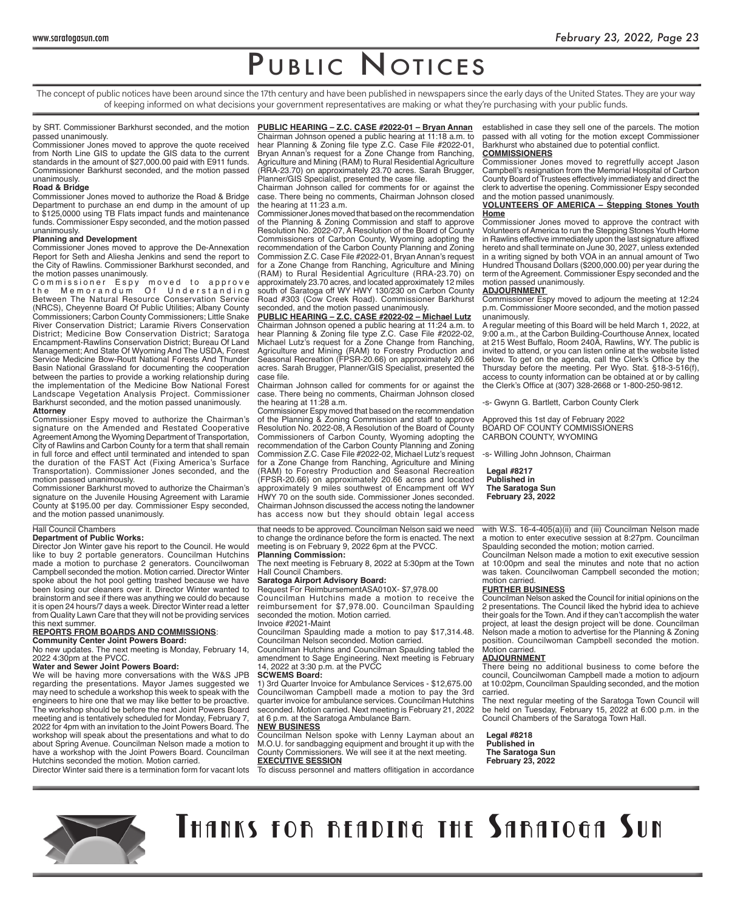# Public Notices

The concept of public notices have been around since the 17th century and have been published in newspapers since the early days of the United States. They are your way of keeping informed on what decisions your government representatives are making or what they're purchasing with your public funds.

by SRT. Commissioner Barkhurst seconded, and the motion passed unanimously.

Commissioner Jones moved to approve the quote received from North Line GIS to update the GIS data to the current standards in the amount of $27,000.00 paid with E911 funds. Commissioner Barkhurst seconded, and the motion passed unanimously.

**Road & Bridge**

Commissioner Jones moved to authorize the Road & Bridge Department to purchase an end dump in the amount of up to $125,0000 using TB Flats impact funds and maintenance funds. Commissioner Espy seconded, and the motion passed unanimously.

**Planning and Development**

Commissioner Jones moved to approve the De-Annexation Report for Seth and Aliesha Jenkins and send the report to the City of Rawlins. Commissioner Barkhurst seconded, and the motion passes unanimously.

Commissioner Espy moved to approve the Memorandum Of Understanding Between The Natural Resource Conservation Service (NRCS), Cheyenne Board Of Public Utilities; Albany County Commissioners; Carbon County Commissioners; Little Snake River Conservation District; Laramie Rivers Conservation District; Medicine Bow Conservation District; Saratoga Encampment-Rawlins Conservation District; Bureau Of Land Management; And State Of Wyoming And The USDA, Forest Service Medicine Bow-Routt National Forests And Thunder Basin National Grassland for documenting the cooperation between the parties to provide a working relationship during the implementation of the Medicine Bow National Forest Landscape Vegetation Analysis Project. Commissioner Barkhurst seconded, and the motion passed unanimously.

**Attorney**

Commissioner Espy moved to authorize the Chairman's signature on the Amended and Restated Cooperative Agreement Among the Wyoming Department of Transportation, City of Rawlins and Carbon County for a term that shall remain in full force and effect until terminated and intended to span the duration of the FAST Act (Fixing America's Surface Transportation). Commissioner Jones seconded, and the motion passed unanimously.

Commissioner Barkhurst moved to authorize the Chairman's signature on the Juvenile Housing Agreement with Laramie County at $195.00 per day. Commissioner Espy seconded, and the motion passed unanimously.

**PUBLIC HEARING – Z.C. CASE #2022-01 – Bryan Annan**

Chairman Johnson opened a public hearing at 11:18 a.m. to hear Planning & Zoning file type Z.C. Case File #2022-01, Bryan Annan's request for a Zone Change from Ranching, Agriculture and Mining (RAM) to Rural Residential Agriculture (RRA-23.70) on approximately 23.70 acres. Sarah Brugger, Planner/GIS Specialist, presented the case file.

Chairman Johnson called for comments for or against the case. There being no comments, Chairman Johnson closed the hearing at 11:23 a.m.

Commissioner Jones moved that based on the recommendation of the Planning & Zoning Commission and staff to approve Resolution No. 2022-07, A Resolution of the Board of County Commissioners of Carbon County, Wyoming adopting the recommendation of the Carbon County Planning and Zoning Commission Z.C. Case File #2022-01, Bryan Annan's request for a Zone Change from Ranching, Agriculture and Mining (RAM) to Rural Residential Agriculture (RRA-23.70) on approximately 23.70 acres, and located approximately 12 miles south of Saratoga off WY HWY 130/230 on Carbon County Road #303 (Cow Creek Road). Commissioner Barkhurst seconded, and the motion passed unanimously.

**PUBLIC HEARING – Z.C. CASE #2022-02 – Michael Lutz**

Chairman Johnson opened a public hearing at 11:24 a.m. to hear Planning & Zoning file type Z.C. Case File #2022-02, Michael Lutz's request for a Zone Change from Ranching, Agriculture and Mining (RAM) to Forestry Production and Seasonal Recreation (FPSR-20.66) on approximately 20.66 acres. Sarah Brugger, Planner/GIS Specialist, presented the case file.

Chairman Johnson called for comments for or against the case. There being no comments, Chairman Johnson closed the hearing at 11:28 a.m.

Commissioner Espy moved that based on the recommendation of the Planning & Zoning Commission and staff to approve Resolution No. 2022-08, A Resolution of the Board of County Commissioners of Carbon County, Wyoming adopting the recommendation of the Carbon County Planning and Zoning Commission Z.C. Case File #2022-02, Michael Lutz's request for a Zone Change from Ranching, Agriculture and Mining (RAM) to Forestry Production and Seasonal Recreation (FPSR-20.66) on approximately 20.66 acres and located approximately 9 miles southwest of Encampment off WY HWY 70 on the south side. Commissioner Jones seconded. Chairman Johnson discussed the access noting the landowner has access now but they should obtain legal access established in case they sell one of the parcels. The motion passed with all voting for the motion except Commissioner Barkhurst who abstained due to potential conflict.

**COMMISSIONERS**

Commissioner Jones moved to regretfully accept Jason Campbell's resignation from the Memorial Hospital of Carbon County Board of Trustees effectively immediately and direct the clerk to advertise the opening. Commissioner Espy seconded and the motion passed unanimously.

**VOLUNTEERS OF AMERICA – Stepping Stones Youth Home**

Commissioner Jones moved to approve the contract with Volunteers of America to run the Stepping Stones Youth Home in Rawlins effective immediately upon the last signature affixed hereto and shall terminate on June 30, 2027, unless extended in a writing signed by both VOA in an annual amount of Two Hundred Thousand Dollars ($200,000.00) per year during the term of the Agreement. Commissioner Espy seconded and the motion passed unanimously.

**ADJOURNMENT**

Commissioner Espy moved to adjourn the meeting at 12:24 p.m. Commissioner Moore seconded, and the motion passed unanimously.

A regular meeting of this Board will be held March 1, 2022, at 9:00 a.m., at the Carbon Building-Courthouse Annex, located at 215 West Buffalo, Room 240A, Rawlins, WY. The public is invited to attend, or you can listen online at the website listed below. To get on the agenda, call the Clerk's Office by the Thursday before the meeting. Per Wyo. Stat. §18-3-516(f), access to county information can be obtained at or by calling the Clerk's Office at (307) 328-2668 or 1-800-250-9812.

-s- Gwynn G. Bartlett, Carbon County Clerk

Approved this 1st day of February 2022
BOARD OF COUNTY COMMISSIONERS
CARBON COUNTY, WYOMING

-s- Willing John Johnson, Chairman

**Legal #8217**
**Published in**
**The Saratoga Sun**
**February 23, 2022**

---

Hall Council Chambers

**Department of Public Works:**

Director Jon Winter gave his report to the Council. He would like to buy 2 portable generators. Councilman Hutchins made a motion to purchase 2 generators. Councilwoman Campbell seconded the motion. Motion carried. Director Winter spoke about the hot pool getting trashed because we have been losing our cleaners over it. Director Winter wanted to brainstorm and see if there was anything we could do because it is open 24 hours/7 days a week. Director Winter read a letter from Quality Lawn Care that they will not be providing services this next summer.

**REPORTS FROM BOARDS AND COMMISSIONS**:

**Community Center Joint Powers Board:**

No new updates. The next meeting is Monday, February 14, 2022 4:30pm at the PVCC.

**Water and Sewer Joint Powers Board:**

We will be having more conversations with the W&S JPB regarding the presentations. Mayor James suggested we may need to schedule a workshop this week to speak with the engineers to hire one that we may like better to be proactive. The workshop should be before the next Joint Powers Board meeting and is tentatively scheduled for Monday, February 7, 2022 for 4pm with an invitation to the Joint Powers Board. The workshop will speak about the presentations and what to do about Spring Avenue. Councilman Nelson made a motion to have a workshop with the Joint Powers Board. Councilman Hutchins seconded the motion. Motion carried.

Director Winter said there is a termination form for vacant lots that needs to be approved. Councilman Nelson said we need to change the ordinance before the form is enacted. The next meeting is on February 9, 2022 6pm at the PVCC.

**Planning Commission:**

The next meeting is February 8, 2022 at 5:30pm at the Town Hall Council Chambers.

**Saratoga Airport Advisory Board:**

Request For ReimbursementASA010X- $7,978.00

Councilman Hutchins made a motion to receive the reimbursement for $7,978.00. Councilman Spaulding seconded the motion. Motion carried.

Invoice #2021-Maint

Councilman Spaulding made a motion to pay $17,314.48. Councilman Nelson seconded. Motion carried.

Councilman Hutchins and Councilman Spaulding tabled the amendment to Sage Engineering. Next meeting is February 14, 2022 at 3:30 p.m. at the PVCC

**SCWEMS Board:**

1) 3rd Quarter Invoice for Ambulance Services - $12,675.00

Councilwoman Campbell made a motion to pay the 3rd quarter invoice for ambulance services. Councilman Hutchins seconded. Motion carried. Next meeting is February 21, 2022 at 6 p.m. at the Saratoga Ambulance Barn.

**NEW BUSINESS**

Councilman Nelson spoke with Lenny Layman about an M.O.U. for sandbagging equipment and brought it up with the County Commissioners. We will see it at the next meeting.

**EXECUTIVE SESSION**

To discuss personnel and matters oflitigation in accordance with W.S. 16-4-405(a)(ii) and (iii) Councilman Nelson made a motion to enter executive session at 8:27pm. Councilman Spaulding seconded the motion; motion carried.

Councilman Nelson made a motion to exit executive session at 10:00pm and seal the minutes and note that no action was taken. Councilwoman Campbell seconded the motion; motion carried.

**FURTHER BUSINESS**

Councilman Nelson asked the Council for initial opinions on the 2 presentations. The Council liked the hybrid idea to achieve their goals for the Town. And if they can't accomplish the water project, at least the design project will be done. Councilman Nelson made a motion to advertise for the Planning & Zoning position. Councilwoman Campbell seconded the motion. Motion carried.

**ADJOURNMENT**

There being no additional business to come before the council, Councilwoman Campbell made a motion to adjourn at 10:02pm, Councilman Spaulding seconded, and the motion carried.

The next regular meeting of the Saratoga Town Council will be held on Tuesday, February 15, 2022 at 6:00 p.m. in the Council Chambers of the Saratoga Town Hall.

**Legal #8218**
**Published in**
**The Saratoga Sun**
**February 23, 2022**

---

Thanks for reading the Saratoga Sun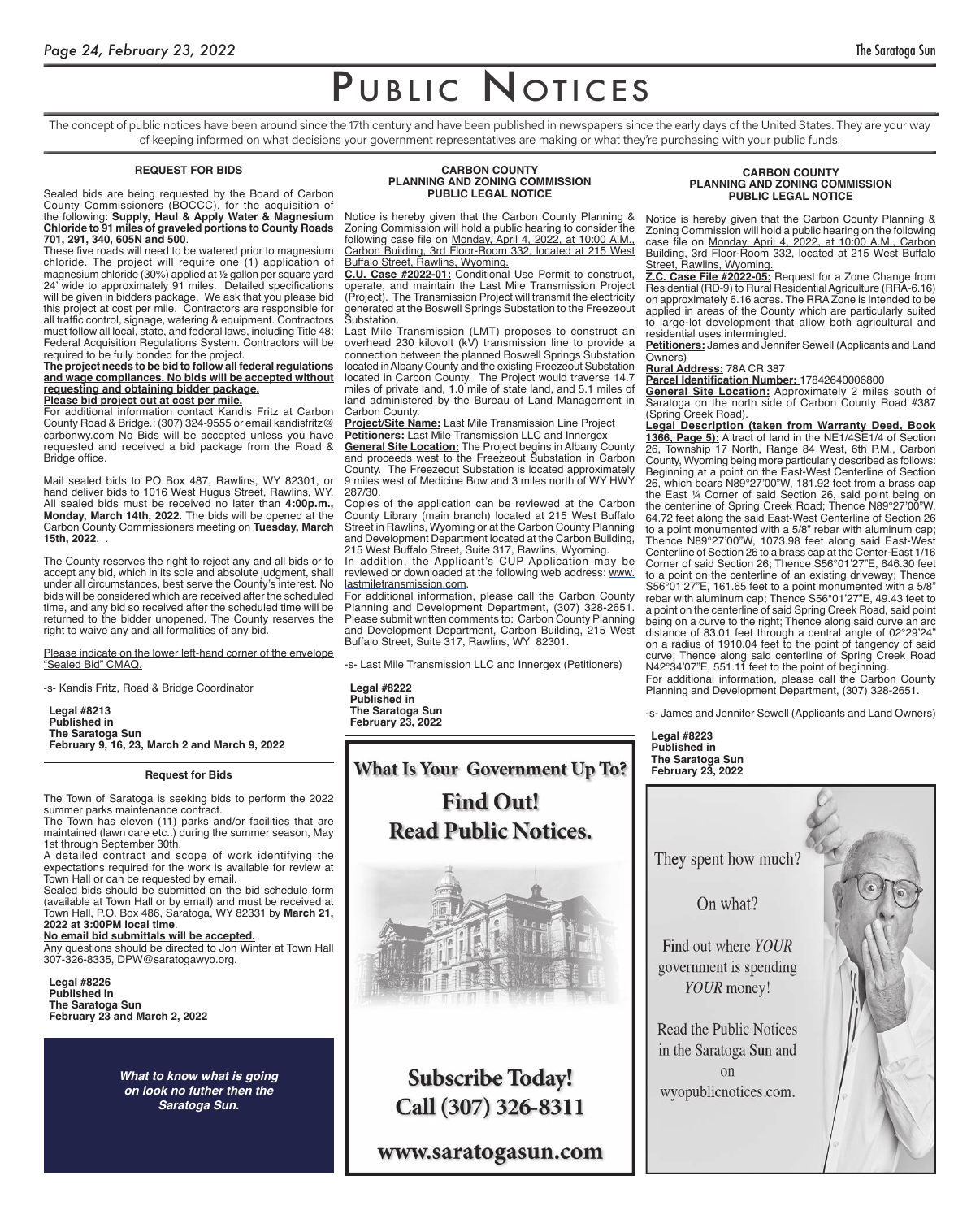# Public Notices

The concept of public notices have been around since the 17th century and have been published in newspapers since the early days of the United States. They are your way of keeping informed on what decisions your government representatives are making or what they're purchasing with your public funds.

### REQUEST FOR BIDS

Sealed bids are being requested by the Board of Carbon County Commissioners (BOCCC), for the acquisition of the following: **Supply, Haul & Apply Water & Magnesium Chloride to 91 miles of graveled portions to County Roads 701, 291, 340, 605N and 500**.

These five roads will need to be watered prior to magnesium chloride. The project will require one (1) application of magnesium chloride (30%) applied at ½ gallon per square yard 24' wide to approximately 91 miles. Detailed specifications will be given in bidders package. We ask that you please bid this project at cost per mile. Contractors are responsible for all traffic control, signage, watering & equipment. Contractors must follow all local, state, and federal laws, including Title 48: Federal Acquisition Regulations System. Contractors will be required to be fully bonded for the project.

**The project needs to be bid to follow all federal regulations and wage compliances. No bids will be accepted without requesting and obtaining bidder package.**

**Please bid project out at cost per mile.**

For additional information contact Kandis Fritz at Carbon County Road & Bridge.: (307) 324-9555 or email kandisfritz@carbonwy.com No Bids will be accepted unless you have requested and received a bid package from the Road & Bridge office.

Mail sealed bids to PO Box 487, Rawlins, WY 82301, or hand deliver bids to 1016 West Hugus Street, Rawlins, WY. All sealed bids must be received no later than **4:00p.m., Monday, March 14th, 2022**. The bids will be opened at the Carbon County Commissioners meeting on **Tuesday, March 15th, 2022**. .

The County reserves the right to reject any and all bids or to accept any bid, which in its sole and absolute judgment, shall under all circumstances, best serve the County's interest. No bids will be considered which are received after the scheduled time, and any bid so received after the scheduled time will be returned to the bidder unopened. The County reserves the right to waive any and all formalities of any bid.

Please indicate on the lower left-hand corner of the envelope "Sealed Bid" CMAQ.

-s- Kandis Fritz, Road & Bridge Coordinator

**Legal #8213**
**Published in**
**The Saratoga Sun**
**February 9, 16, 23, March 2 and March 9, 2022**

### Request for Bids

The Town of Saratoga is seeking bids to perform the 2022 summer parks maintenance contract.

The Town has eleven (11) parks and/or facilities that are maintained (lawn care etc..) during the summer season, May 1st through September 30th.

A detailed contract and scope of work identifying the expectations required for the work is available for review at Town Hall or can be requested by email.

Sealed bids should be submitted on the bid schedule form (available at Town Hall or by email) and must be received at Town Hall, P.O. Box 486, Saratoga, WY 82331 by **March 21, 2022 at 3:00PM local time**.

**No email bid submittals will be accepted.**

Any questions should be directed to Jon Winter at Town Hall 307-326-8335, DPW@saratogawyo.org.

**Legal #8226**
**Published in**
**The Saratoga Sun**
**February 23 and March 2, 2022**

***What to know what is going on look no futher then the Saratoga Sun.***

### CARBON COUNTY PLANNING AND ZONING COMMISSION PUBLIC LEGAL NOTICE

Notice is hereby given that the Carbon County Planning & Zoning Commission will hold a public hearing to consider the following case file on Monday, April 4, 2022, at 10:00 A.M., Carbon Building, 3rd Floor-Room 332, located at 215 West Buffalo Street, Rawlins, Wyoming.

**C.U. Case #2022-01:** Conditional Use Permit to construct, operate, and maintain the Last Mile Transmission Project (Project). The Transmission Project will transmit the electricity generated at the Boswell Springs Substation to the Freezeout Substation.

Last Mile Transmission (LMT) proposes to construct an overhead 230 kilovolt (kV) transmission line to provide a connection between the planned Boswell Springs Substation located in Albany County and the existing Freezeout Substation located in Carbon County. The Project would traverse 14.7 miles of private land, 1.0 mile of state land, and 5.1 miles of land administered by the Bureau of Land Management in Carbon County.

**Project/Site Name:** Last Mile Transmission Line Project

**Petitioners:** Last Mile Transmission LLC and Innergex

**General Site Location:** The Project begins in Albany County and proceeds west to the Freezeout Substation in Carbon County. The Freezeout Substation is located approximately 9 miles west of Medicine Bow and 3 miles north of WY HWY 287/30.

Copies of the application can be reviewed at the Carbon County Library (main branch) located at 215 West Buffalo Street in Rawlins, Wyoming or at the Carbon County Planning and Development Department located at the Carbon Building, 215 West Buffalo Street, Suite 317, Rawlins, Wyoming.

In addition, the Applicant's CUP Application may be reviewed or downloaded at the following web address: www.lastmiletransmission.com.

For additional information, please call the Carbon County Planning and Development Department, (307) 328-2651. Please submit written comments to: Carbon County Planning and Development Department, Carbon Building, 215 West Buffalo Street, Suite 317, Rawlins, WY 82301.

-s- Last Mile Transmission LLC and Innergex (Petitioners)

**Legal #8222**
**Published in**
**The Saratoga Sun**
**February 23, 2022**

**What Is Your Government Up To?**

**Find Out! Read Public Notices.**

**Subscribe Today! Call (307) 326-8311**

**www.saratogasun.com**

### CARBON COUNTY PLANNING AND ZONING COMMISSION PUBLIC LEGAL NOTICE

Notice is hereby given that the Carbon County Planning & Zoning Commission will hold a public hearing on the following case file on Monday, April 4, 2022, at 10:00 A.M., Carbon Building, 3rd Floor-Room 332, located at 215 West Buffalo Street, Rawlins, Wyoming.

**Z.C. Case File #2022-05:** Request for a Zone Change from Residential (RD-9) to Rural Residential Agriculture (RRA-6.16) on approximately 6.16 acres. The RRA Zone is intended to be applied in areas of the County which are particularly suited to large-lot development that allow both agricultural and residential uses intermingled.

**Petitioners:** James and Jennifer Sewell (Applicants and Land Owners)

**Rural Address:** 78A CR 387

**Parcel Identification Number:** 17842640006800

**General Site Location:** Approximately 2 miles south of Saratoga on the north side of Carbon County Road #387 (Spring Creek Road).

**Legal Description (taken from Warranty Deed, Book 1366, Page 5):** A tract of land in the NE1/4SE1/4 of Section 26, Township 17 North, Range 84 West, 6th P.M., Carbon County, Wyoming being more particularly described as follows: Beginning at a point on the East-West Centerline of Section 26, which bears N89°27'00"W, 181.92 feet from a brass cap the East ¼ Corner of said Section 26, said point being on the centerline of Spring Creek Road; Thence N89°27'00"W, 64.72 feet along the said East-West Centerline of Section 26 to a point monumented with a 5/8" rebar with aluminum cap; Thence N89°27'00"W, 1073.98 feet along said East-West Centerline of Section 26 to a brass cap at the Center-East 1/16 Corner of said Section 26; Thence S56°01'27"E, 646.30 feet to a point on the centerline of an existing driveway; Thence S56°01'27"E, 161.65 feet to a point monumented with a 5/8" rebar with aluminum cap; Thence S56°01'27"E, 49.43 feet to a point on the centerline of said Spring Creek Road, said point being on a curve to the right; Thence along said curve an arc distance of 83.01 feet through a central angle of 02°29'24" on a radius of 1910.04 feet to the point of tangency of said curve; Thence along said centerline of Spring Creek Road N42°34'07"E, 551.11 feet to the point of beginning.

For additional information, please call the Carbon County Planning and Development Department, (307) 328-2651.

-s- James and Jennifer Sewell (Applicants and Land Owners)

**Legal #8223**
**Published in**
**The Saratoga Sun**
**February 23, 2022**

They spent how much?

On what?

Find out where *YOUR* government is spending *YOUR* money!

Read the Public Notices in the Saratoga Sun and on wyopublicnotices.com.